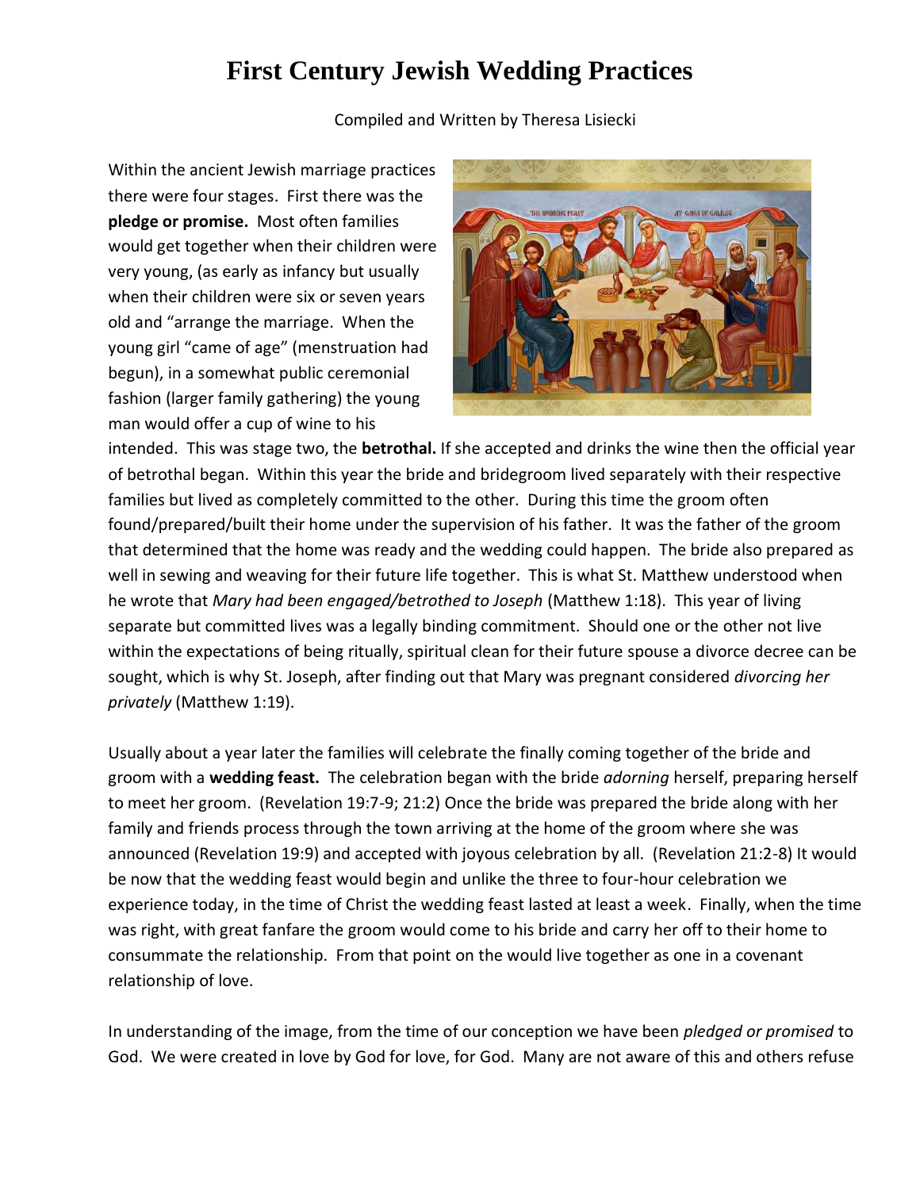# First Century Jewish Wedding Practices

Compiled and Written by Theresa Lisiecki

Within the ancient Jewish marriage practices there were four stages. First there was the **pledge or promise.** Most often families would get together when their children were very young, (as early as infancy but usually when their children were six or seven years old and "arrange the marriage. When the young girl "came of age" (menstruation had begun), in a somewhat public ceremonial fashion (larger family gathering) the young man would offer a cup of wine to his intended. This was stage two, the **betrothal.** If she accepted and drinks the wine then the official year of betrothal began. Within this year the bride and bridegroom lived separately with their respective families but lived as completely committed to the other. During this time the groom often found/prepared/built their home under the supervision of his father. It was the father of the groom that determined that the home was ready and the wedding could happen. The bride also prepared as well in sewing and weaving for their future life together. This is what St. Matthew understood when he wrote that *Mary had been engaged/betrothed to Joseph* (Matthew 1:18). This year of living separate but committed lives was a legally binding commitment. Should one or the other not live within the expectations of being ritually, spiritual clean for their future spouse a divorce decree can be sought, which is why St. Joseph, after finding out that Mary was pregnant considered *divorcing her privately* (Matthew 1:19).

Usually about a year later the families will celebrate the finally coming together of the bride and groom with a **wedding feast.** The celebration began with the bride *adorning* herself, preparing herself to meet her groom. (Revelation 19:7-9; 21:2) Once the bride was prepared the bride along with her family and friends process through the town arriving at the home of the groom where she was announced (Revelation 19:9) and accepted with joyous celebration by all. (Revelation 21:2-8) It would be now that the wedding feast would begin and unlike the three to four-hour celebration we experience today, in the time of Christ the wedding feast lasted at least a week. Finally, when the time was right, with great fanfare the groom would come to his bride and carry her off to their home to consummate the relationship. From that point on the would live together as one in a covenant relationship of love.

In understanding of the image, from the time of our conception we have been *pledged or promised* to God. We were created in love by God for love, for God. Many are not aware of this and others refuse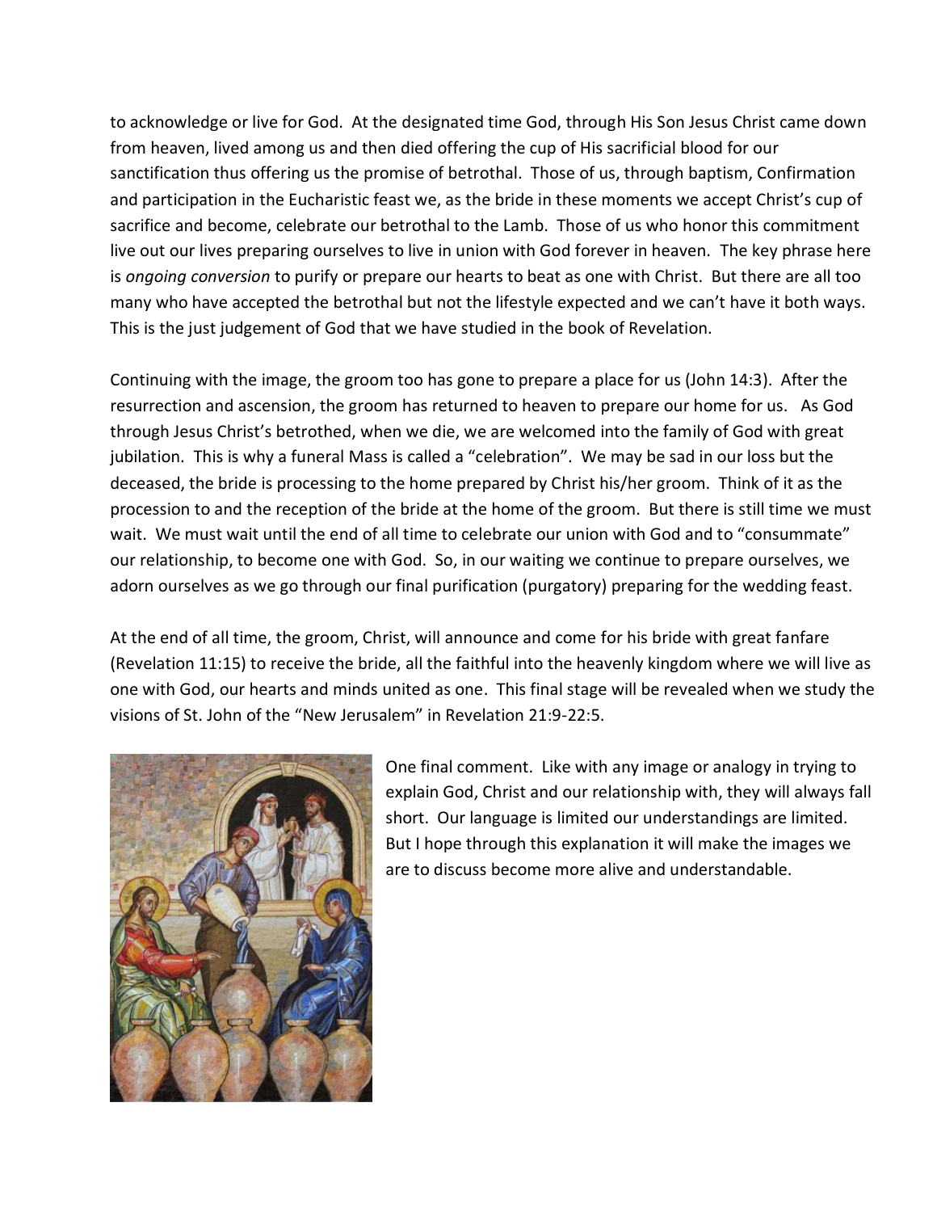to acknowledge or live for God. At the designated time God, through His Son Jesus Christ came down from heaven, lived among us and then died offering the cup of His sacrificial blood for our sanctification thus offering us the promise of betrothal. Those of us, through baptism, Confirmation and participation in the Eucharistic feast we, as the bride in these moments we accept Christ's cup of sacrifice and become, celebrate our betrothal to the Lamb. Those of us who honor this commitment live out our lives preparing ourselves to live in union with God forever in heaven. The key phrase here is *ongoing conversion* to purify or prepare our hearts to beat as one with Christ. But there are all too many who have accepted the betrothal but not the lifestyle expected and we can't have it both ways. This is the just judgement of God that we have studied in the book of Revelation.

Continuing with the image, the groom too has gone to prepare a place for us (John 14:3). After the resurrection and ascension, the groom has returned to heaven to prepare our home for us. As God through Jesus Christ's betrothed, when we die, we are welcomed into the family of God with great jubilation. This is why a funeral Mass is called a "celebration". We may be sad in our loss but the deceased, the bride is processing to the home prepared by Christ his/her groom. Think of it as the procession to and the reception of the bride at the home of the groom. But there is still time we must wait. We must wait until the end of all time to celebrate our union with God and to "consummate" our relationship, to become one with God. So, in our waiting we continue to prepare ourselves, we adorn ourselves as we go through our final purification (purgatory) preparing for the wedding feast.

At the end of all time, the groom, Christ, will announce and come for his bride with great fanfare (Revelation 11:15) to receive the bride, all the faithful into the heavenly kingdom where we will live as one with God, our hearts and minds united as one. This final stage will be revealed when we study the visions of St. John of the "New Jerusalem" in Revelation 21:9-22:5.

One final comment. Like with any image or analogy in trying to explain God, Christ and our relationship with, they will always fall short. Our language is limited our understandings are limited. But I hope through this explanation it will make the images we are to discuss become more alive and understandable.